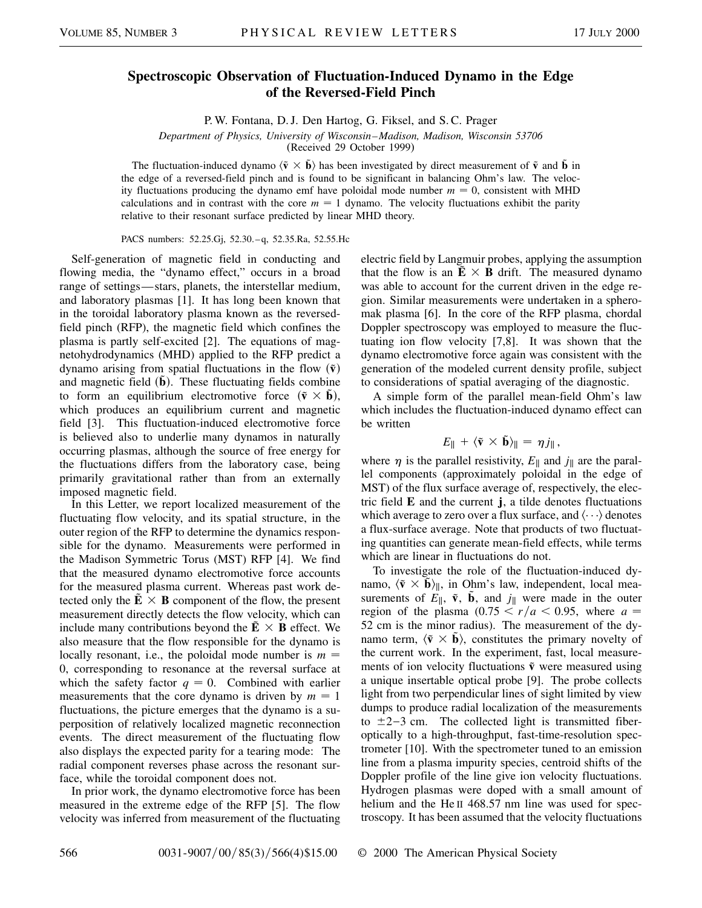# Spectroscopic Observation of Fluctuation-Induced Dynamo in the Edge of the Reversed-Field Pinch

P. W. Fontana, D. J. Den Hartog, G. Fiksel, and S. C. Prager

*Department of Physics, University of Wisconsin–Madison, Madison, Wisconsin 53706*
(Received 29 October 1999)

The fluctuation-induced dynamo $\langle \tilde{\mathbf{v}} \times \tilde{\mathbf{b}} \rangle$ has been investigated by direct measurement of $\tilde{\mathbf{v}}$ and $\tilde{\mathbf{b}}$ in the edge of a reversed-field pinch and is found to be significant in balancing Ohm's law. The velocity fluctuations producing the dynamo emf have poloidal mode number $m = 0$, consistent with MHD calculations and in contrast with the core $m = 1$ dynamo. The velocity fluctuations exhibit the parity relative to their resonant surface predicted by linear MHD theory.

PACS numbers: 52.25.Gj, 52.30.–q, 52.35.Ra, 52.55.Hc

Self-generation of magnetic field in conducting and flowing media, the "dynamo effect," occurs in a broad range of settings—stars, planets, the interstellar medium, and laboratory plasmas [1]. It has long been known that in the toroidal laboratory plasma known as the reversed-field pinch (RFP), the magnetic field which confines the plasma is partly self-excited [2]. The equations of magnetohydrodynamics (MHD) applied to the RFP predict a dynamo arising from spatial fluctuations in the flow ($\tilde{\mathbf{v}}$) and magnetic field ($\tilde{\mathbf{b}}$). These fluctuating fields combine to form an equilibrium electromotive force ($\tilde{\mathbf{v}} \times \tilde{\mathbf{b}}$), which produces an equilibrium current and magnetic field [3]. This fluctuation-induced electromotive force is believed also to underlie many dynamos in naturally occurring plasmas, although the source of free energy for the fluctuations differs from the laboratory case, being primarily gravitational rather than from an externally imposed magnetic field.

In this Letter, we report localized measurement of the fluctuating flow velocity, and its spatial structure, in the outer region of the RFP to determine the dynamics responsible for the dynamo. Measurements were performed in the Madison Symmetric Torus (MST) RFP [4]. We find that the measured dynamo electromotive force accounts for the measured plasma current. Whereas past work detected only the $\tilde{\mathbf{E}} \times \mathbf{B}$ component of the flow, the present measurement directly detects the flow velocity, which can include many contributions beyond the $\tilde{\mathbf{E}} \times \mathbf{B}$ effect. We also measure that the flow responsible for the dynamo is locally resonant, i.e., the poloidal mode number is $m = 0$, corresponding to resonance at the reversal surface at which the safety factor $q = 0$. Combined with earlier measurements that the core dynamo is driven by $m = 1$ fluctuations, the picture emerges that the dynamo is a superposition of relatively localized magnetic reconnection events. The direct measurement of the fluctuating flow also displays the expected parity for a tearing mode: The radial component reverses phase across the resonant surface, while the toroidal component does not.

In prior work, the dynamo electromotive force has been measured in the extreme edge of the RFP [5]. The flow velocity was inferred from measurement of the fluctuating electric field by Langmuir probes, applying the assumption that the flow is an $\tilde{\mathbf{E}} \times \mathbf{B}$ drift. The measured dynamo was able to account for the current driven in the edge region. Similar measurements were undertaken in a spheromak plasma [6]. In the core of the RFP plasma, chordal Doppler spectroscopy was employed to measure the fluctuating ion flow velocity [7,8]. It was shown that the dynamo electromotive force again was consistent with the generation of the modeled current density profile, subject to considerations of spatial averaging of the diagnostic.

A simple form of the parallel mean-field Ohm's law which includes the fluctuation-induced dynamo effect can be written

$$E_{\parallel} + \langle \tilde{\mathbf{v}} \times \tilde{\mathbf{b}} \rangle_{\parallel} = \eta j_{\parallel},$$

where $\eta$ is the parallel resistivity, $E_{\parallel}$ and $j_{\parallel}$ are the parallel components (approximately poloidal in the edge of MST) of the flux surface average of, respectively, the electric field $\mathbf{E}$ and the current $\mathbf{j}$, a tilde denotes fluctuations which average to zero over a flux surface, and $\langle \cdots \rangle$ denotes a flux-surface average. Note that products of two fluctuating quantities can generate mean-field effects, while terms which are linear in fluctuations do not.

To investigate the role of the fluctuation-induced dynamo, $\langle \tilde{\mathbf{v}} \times \tilde{\mathbf{b}} \rangle_{\parallel}$, in Ohm's law, independent, local measurements of $E_{\parallel}$, $\tilde{\mathbf{v}}$, $\tilde{\mathbf{b}}$, and $j_{\parallel}$ were made in the outer region of the plasma ($0.75 < r/a < 0.95$, where $a = 52$ cm is the minor radius). The measurement of the dynamo term, $\langle \tilde{\mathbf{v}} \times \tilde{\mathbf{b}} \rangle$, constitutes the primary novelty of the current work. In the experiment, fast, local measurements of ion velocity fluctuations $\tilde{\mathbf{v}}$ were measured using a unique insertable optical probe [9]. The probe collects light from two perpendicular lines of sight limited by view dumps to produce radial localization of the measurements to $\pm 2$–$3$ cm. The collected light is transmitted fiber-optically to a high-throughput, fast-time-resolution spectrometer [10]. With the spectrometer tuned to an emission line from a plasma impurity species, centroid shifts of the Doppler profile of the line give ion velocity fluctuations. Hydrogen plasmas were doped with a small amount of helium and the He II 468.57 nm line was used for spectroscopy. It has been assumed that the velocity fluctuations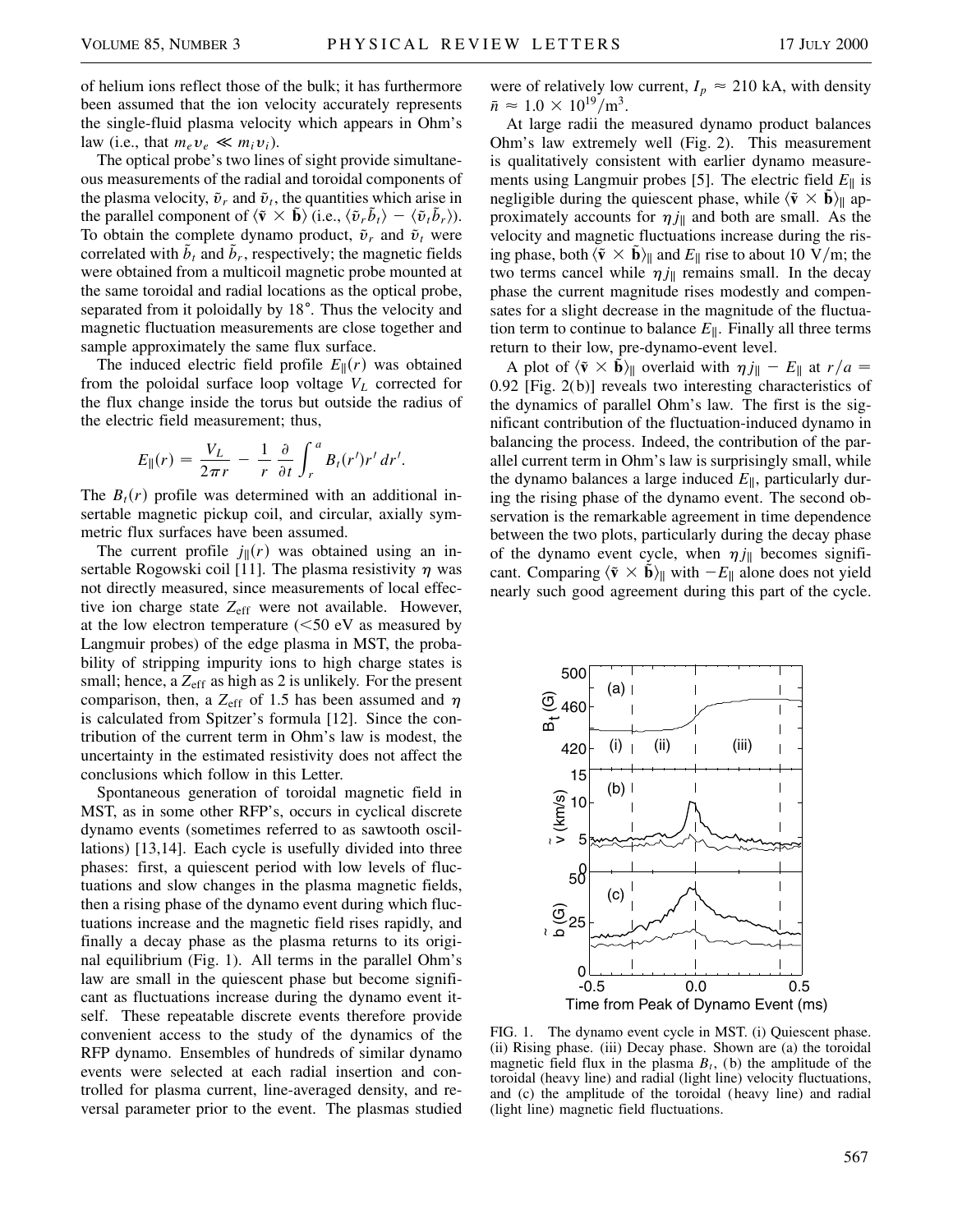of helium ions reflect those of the bulk; it has furthermore been assumed that the ion velocity accurately represents the single-fluid plasma velocity which appears in Ohm's law (i.e., that $m_e v_e \ll m_i v_i$).

The optical probe's two lines of sight provide simultaneous measurements of the radial and toroidal components of the plasma velocity, $\tilde{v}_r$ and $\tilde{v}_t$, the quantities which arise in the parallel component of $\langle \tilde{\mathbf{v}} \times \tilde{\mathbf{b}} \rangle$ (i.e., $\langle \tilde{v}_r \tilde{b}_t \rangle - \langle \tilde{v}_t \tilde{b}_r \rangle$). To obtain the complete dynamo product, $\tilde{v}_r$ and $\tilde{v}_t$ were correlated with $\tilde{b}_t$ and $\tilde{b}_r$, respectively; the magnetic fields were obtained from a multicoil magnetic probe mounted at the same toroidal and radial locations as the optical probe, separated from it poloidally by 18°. Thus the velocity and magnetic fluctuation measurements are close together and sample approximately the same flux surface.

The induced electric field profile $E_\parallel(r)$ was obtained from the poloidal surface loop voltage $V_L$ corrected for the flux change inside the torus but outside the radius of the electric field measurement; thus,

$$E_\parallel(r) = \frac{V_L}{2\pi r} - \frac{1}{r}\frac{\partial}{\partial t}\int_r^a B_t(r')r'\,dr'.$$

The $B_t(r)$ profile was determined with an additional insertable magnetic pickup coil, and circular, axially symmetric flux surfaces have been assumed.

The current profile $j_\parallel(r)$ was obtained using an insertable Rogowski coil [11]. The plasma resistivity $\eta$ was not directly measured, since measurements of local effective ion charge state $Z_{\text{eff}}$ were not available. However, at the low electron temperature (<50 eV as measured by Langmuir probes) of the edge plasma in MST, the probability of stripping impurity ions to high charge states is small; hence, a $Z_{\text{eff}}$ as high as 2 is unlikely. For the present comparison, then, a $Z_{\text{eff}}$ of 1.5 has been assumed and $\eta$ is calculated from Spitzer's formula [12]. Since the contribution of the current term in Ohm's law is modest, the uncertainty in the estimated resistivity does not affect the conclusions which follow in this Letter.

Spontaneous generation of toroidal magnetic field in MST, as in some other RFP's, occurs in cyclical discrete dynamo events (sometimes referred to as sawtooth oscillations) [13,14]. Each cycle is usefully divided into three phases: first, a quiescent period with low levels of fluctuations and slow changes in the plasma magnetic fields, then a rising phase of the dynamo event during which fluctuations increase and the magnetic field rises rapidly, and finally a decay phase as the plasma returns to its original equilibrium (Fig. 1). All terms in the parallel Ohm's law are small in the quiescent phase but become significant as fluctuations increase during the dynamo event itself. These repeatable discrete events therefore provide convenient access to the study of the dynamics of the RFP dynamo. Ensembles of hundreds of similar dynamo events were selected at each radial insertion and controlled for plasma current, line-averaged density, and reversal parameter prior to the event. The plasmas studied were of relatively low current, $I_p \approx 210$ kA, with density $\bar{n} \approx 1.0 \times 10^{19}/\text{m}^3$.

At large radii the measured dynamo product balances Ohm's law extremely well (Fig. 2). This measurement is qualitatively consistent with earlier dynamo measurements using Langmuir probes [5]. The electric field $E_\parallel$ is negligible during the quiescent phase, while $\langle \tilde{\mathbf{v}} \times \tilde{\mathbf{b}} \rangle_\parallel$ approximately accounts for $\eta j_\parallel$ and both are small. As the velocity and magnetic fluctuations increase during the rising phase, both $\langle \tilde{\mathbf{v}} \times \tilde{\mathbf{b}} \rangle_\parallel$ and $E_\parallel$ rise to about 10 V/m; the two terms cancel while $\eta j_\parallel$ remains small. In the decay phase the current magnitude rises modestly and compensates for a slight decrease in the magnitude of the fluctuation term to continue to balance $E_\parallel$. Finally all three terms return to their low, pre-dynamo-event level.

A plot of $\langle \tilde{\mathbf{v}} \times \tilde{\mathbf{b}} \rangle_\parallel$ overlaid with $\eta j_\parallel - E_\parallel$ at $r/a = 0.92$ [Fig. 2(b)] reveals two interesting characteristics of the dynamics of parallel Ohm's law. The first is the significant contribution of the fluctuation-induced dynamo in balancing the process. Indeed, the contribution of the parallel current term in Ohm's law is surprisingly small, while the dynamo balances a large induced $E_\parallel$, particularly during the rising phase of the dynamo event. The second observation is the remarkable agreement in time dependence between the two plots, particularly during the decay phase of the dynamo event cycle, when $\eta j_\parallel$ becomes significant. Comparing $\langle \tilde{\mathbf{v}} \times \tilde{\mathbf{b}} \rangle_\parallel$ with $-E_\parallel$ alone does not yield nearly such good agreement during this part of the cycle.

FIG. 1. The dynamo event cycle in MST. (i) Quiescent phase. (ii) Rising phase. (iii) Decay phase. Shown are (a) the toroidal magnetic field flux in the plasma $B_t$, (b) the amplitude of the toroidal (heavy line) and radial (light line) velocity fluctuations, and (c) the amplitude of the toroidal (heavy line) and radial (light line) magnetic field fluctuations.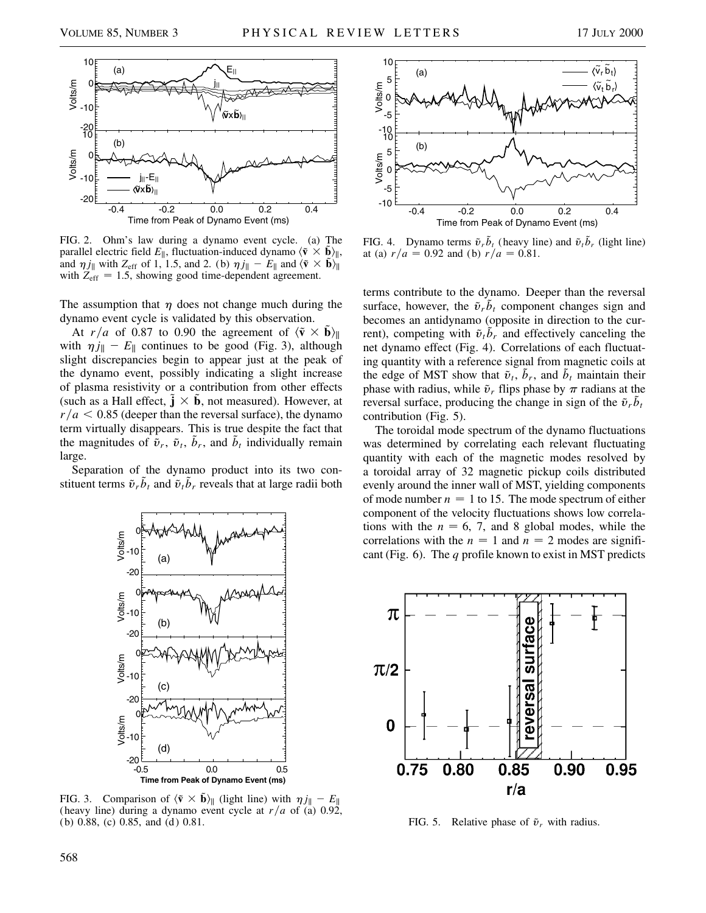FIG. 2. Ohm's law during a dynamo event cycle. (a) The parallel electric field $E_\parallel$, fluctuation-induced dynamo $\langle \tilde{\mathbf{v}} \times \tilde{\mathbf{b}} \rangle_\parallel$, and $\eta j_\parallel$ with $Z_{\text{eff}}$ of 1, 1.5, and 2. (b) $\eta j_\parallel - E_\parallel$ and $\langle \tilde{\mathbf{v}} \times \tilde{\mathbf{b}} \rangle_\parallel$ with $Z_{\text{eff}} = 1.5$, showing good time-dependent agreement.

The assumption that $\eta$ does not change much during the dynamo event cycle is validated by this observation.

At $r/a$ of 0.87 to 0.90 the agreement of $\langle \tilde{\mathbf{v}} \times \tilde{\mathbf{b}} \rangle_\parallel$ with $\eta j_\parallel - E_\parallel$ continues to be good (Fig. 3), although slight discrepancies begin to appear just at the peak of the dynamo event, possibly indicating a slight increase of plasma resistivity or a contribution from other effects (such as a Hall effect, $\tilde{\mathbf{j}} \times \tilde{\mathbf{b}}$, not measured). However, at $r/a < 0.85$ (deeper than the reversal surface), the dynamo term virtually disappears. This is true despite the fact that the magnitudes of $\tilde{v}_r$, $\tilde{v}_t$, $\tilde{b}_r$, and $\tilde{b}_t$ individually remain large.

Separation of the dynamo product into its two constituent terms $\tilde{v}_r \tilde{b}_t$ and $\tilde{v}_t \tilde{b}_r$ reveals that at large radii both terms contribute to the dynamo. Deeper than the reversal surface, however, the $\tilde{v}_r \tilde{b}_t$ component changes sign and becomes an antidynamo (opposite in direction to the current), competing with $\tilde{v}_t \tilde{b}_r$ and effectively canceling the net dynamo effect (Fig. 4). Correlations of each fluctuating quantity with a reference signal from magnetic coils at the edge of MST show that $\tilde{v}_t$, $\tilde{b}_r$, and $\tilde{b}_t$ maintain their phase with radius, while $\tilde{v}_r$ flips phase by $\pi$ radians at the reversal surface, producing the change in sign of the $\tilde{v}_r \tilde{b}_t$ contribution (Fig. 5).

FIG. 3. Comparison of $\langle \tilde{\mathbf{v}} \times \tilde{\mathbf{b}} \rangle_\parallel$ (light line) with $\eta j_\parallel - E_\parallel$ (heavy line) during a dynamo event cycle at $r/a$ of (a) 0.92, (b) 0.88, (c) 0.85, and (d) 0.81.

FIG. 4. Dynamo terms $\tilde{v}_r \tilde{b}_t$ (heavy line) and $\tilde{v}_t \tilde{b}_r$ (light line) at (a) $r/a = 0.92$ and (b) $r/a = 0.81$.

The toroidal mode spectrum of the dynamo fluctuations was determined by correlating each relevant fluctuating quantity with each of the magnetic modes resolved by a toroidal array of 32 magnetic pickup coils distributed evenly around the inner wall of MST, yielding components of mode number $n = 1$ to 15. The mode spectrum of either component of the velocity fluctuations shows low correlations with the $n = 6$, 7, and 8 global modes, while the correlations with the $n = 1$ and $n = 2$ modes are significant (Fig. 6). The $q$ profile known to exist in MST predicts

FIG. 5. Relative phase of $\tilde{v}_r$ with radius.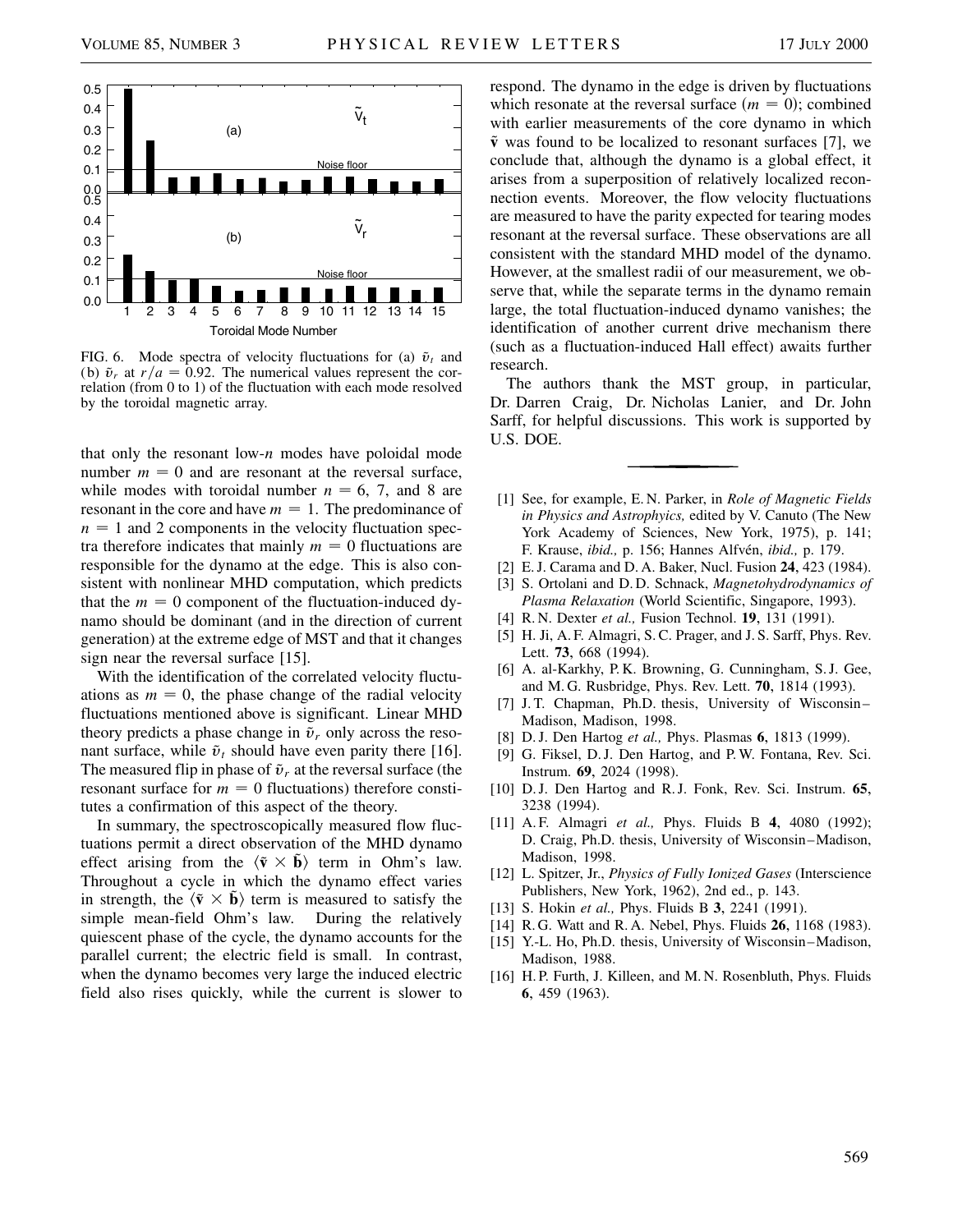0.5
0.4
0.3
0.2
0.1
0.0
(a)
$\tilde{v}_t$
Noise floor

0.5
0.4
0.3
0.2
0.1
0.0
(b)
$\tilde{v}_r$
Noise floor

1 2 3 4 5 6 7 8 9 10 11 12 13 14 15
Toroidal Mode Number

FIG. 6. Mode spectra of velocity fluctuations for (a) $\tilde{v}_t$ and (b) $\tilde{v}_r$ at $r/a = 0.92$. The numerical values represent the correlation (from 0 to 1) of the fluctuation with each mode resolved by the toroidal magnetic array.

that only the resonant low-$n$ modes have poloidal mode number $m = 0$ and are resonant at the reversal surface, while modes with toroidal number $n = 6$, 7, and 8 are resonant in the core and have $m = 1$. The predominance of $n = 1$ and 2 components in the velocity fluctuation spectra therefore indicates that mainly $m = 0$ fluctuations are responsible for the dynamo at the edge. This is also consistent with nonlinear MHD computation, which predicts that the $m = 0$ component of the fluctuation-induced dynamo should be dominant (and in the direction of current generation) at the extreme edge of MST and that it changes sign near the reversal surface [15].

With the identification of the correlated velocity fluctuations as $m = 0$, the phase change of the radial velocity fluctuations mentioned above is significant. Linear MHD theory predicts a phase change in $\tilde{v}_r$ only across the resonant surface, while $\tilde{v}_t$ should have even parity there [16]. The measured flip in phase of $\tilde{v}_r$ at the reversal surface (the resonant surface for $m = 0$ fluctuations) therefore constitutes a confirmation of this aspect of the theory.

In summary, the spectroscopically measured flow fluctuations permit a direct observation of the MHD dynamo effect arising from the $\langle \tilde{\mathbf{v}} \times \tilde{\mathbf{b}} \rangle$ term in Ohm's law. Throughout a cycle in which the dynamo effect varies in strength, the $\langle \tilde{\mathbf{v}} \times \tilde{\mathbf{b}} \rangle$ term is measured to satisfy the simple mean-field Ohm's law. During the relatively quiescent phase of the cycle, the dynamo accounts for the parallel current; the electric field is small. In contrast, when the dynamo becomes very large the induced electric field also rises quickly, while the current is slower to respond. The dynamo in the edge is driven by fluctuations which resonate at the reversal surface ($m = 0$); combined with earlier measurements of the core dynamo in which $\tilde{\mathbf{v}}$ was found to be localized to resonant surfaces [7], we conclude that, although the dynamo is a global effect, it arises from a superposition of relatively localized reconnection events. Moreover, the flow velocity fluctuations are measured to have the parity expected for tearing modes resonant at the reversal surface. These observations are all consistent with the standard MHD model of the dynamo. However, at the smallest radii of our measurement, we observe that, while the separate terms in the dynamo remain large, the total fluctuation-induced dynamo vanishes; the identification of another current drive mechanism there (such as a fluctuation-induced Hall effect) awaits further research.

The authors thank the MST group, in particular, Dr. Darren Craig, Dr. Nicholas Lanier, and Dr. John Sarff, for helpful discussions. This work is supported by U.S. DOE.

---

[1] See, for example, E. N. Parker, in *Role of Magnetic Fields in Physics and Astrophyics,* edited by V. Canuto (The New York Academy of Sciences, New York, 1975), p. 141; F. Krause, *ibid.,* p. 156; Hannes Alfvén, *ibid.,* p. 179.

[2] E. J. Carama and D. A. Baker, Nucl. Fusion **24**, 423 (1984).

[3] S. Ortolani and D. D. Schnack, *Magnetohydrodynamics of Plasma Relaxation* (World Scientific, Singapore, 1993).

[4] R. N. Dexter *et al.,* Fusion Technol. **19**, 131 (1991).

[5] H. Ji, A. F. Almagri, S. C. Prager, and J. S. Sarff, Phys. Rev. Lett. **73**, 668 (1994).

[6] A. al-Karkhy, P. K. Browning, G. Cunningham, S. J. Gee, and M. G. Rusbridge, Phys. Rev. Lett. **70**, 1814 (1993).

[7] J. T. Chapman, Ph.D. thesis, University of Wisconsin–Madison, Madison, 1998.

[8] D. J. Den Hartog *et al.,* Phys. Plasmas **6**, 1813 (1999).

[9] G. Fiksel, D. J. Den Hartog, and P. W. Fontana, Rev. Sci. Instrum. **69**, 2024 (1998).

[10] D. J. Den Hartog and R. J. Fonk, Rev. Sci. Instrum. **65**, 3238 (1994).

[11] A. F. Almagri *et al.,* Phys. Fluids B **4**, 4080 (1992); D. Craig, Ph.D. thesis, University of Wisconsin–Madison, Madison, 1998.

[12] L. Spitzer, Jr., *Physics of Fully Ionized Gases* (Interscience Publishers, New York, 1962), 2nd ed., p. 143.

[13] S. Hokin *et al.,* Phys. Fluids B **3**, 2241 (1991).

[14] R. G. Watt and R. A. Nebel, Phys. Fluids **26**, 1168 (1983).

[15] Y.-L. Ho, Ph.D. thesis, University of Wisconsin–Madison, Madison, 1988.

[16] H. P. Furth, J. Killeen, and M. N. Rosenbluth, Phys. Fluids **6**, 459 (1963).